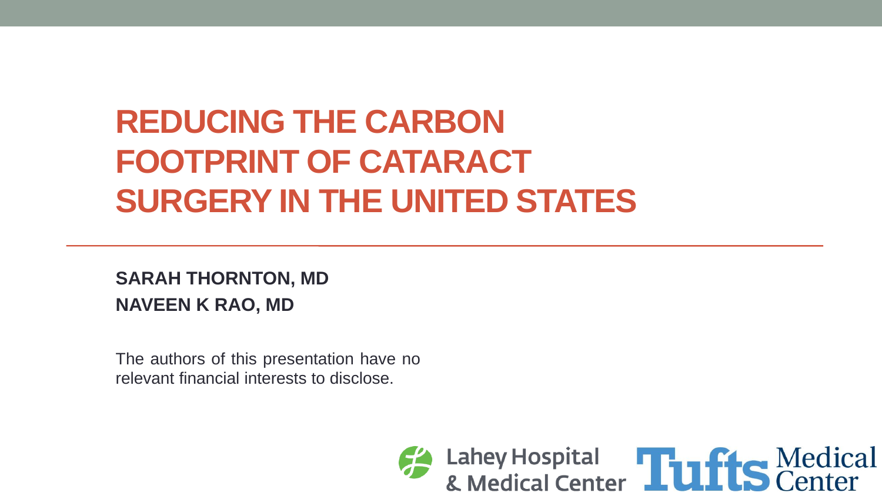# REDUCING THE CARBON FOOTPRINT OF CATARACT SURGERY IN THE UNITED STATES

**SARAH THORNTON, MD**
**NAVEEN K RAO, MD**

The authors of this presentation have no relevant financial interests to disclose.

Lahey Hospital & Medical Center

Tufts Medical Center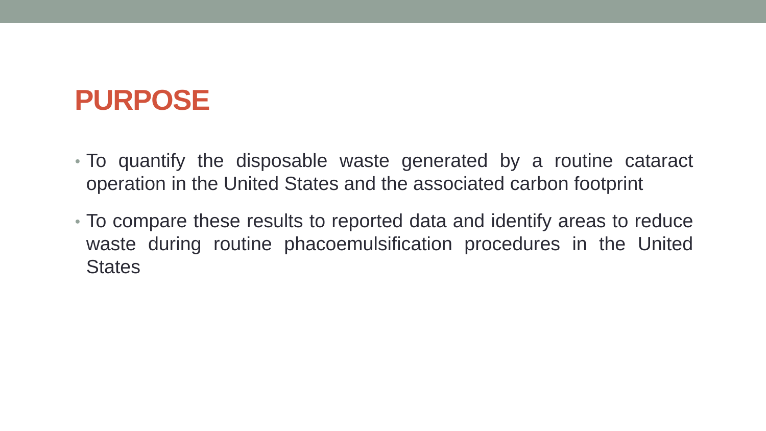# PURPOSE

- To quantify the disposable waste generated by a routine cataract operation in the United States and the associated carbon footprint
- To compare these results to reported data and identify areas to reduce waste during routine phacoemulsification procedures in the United States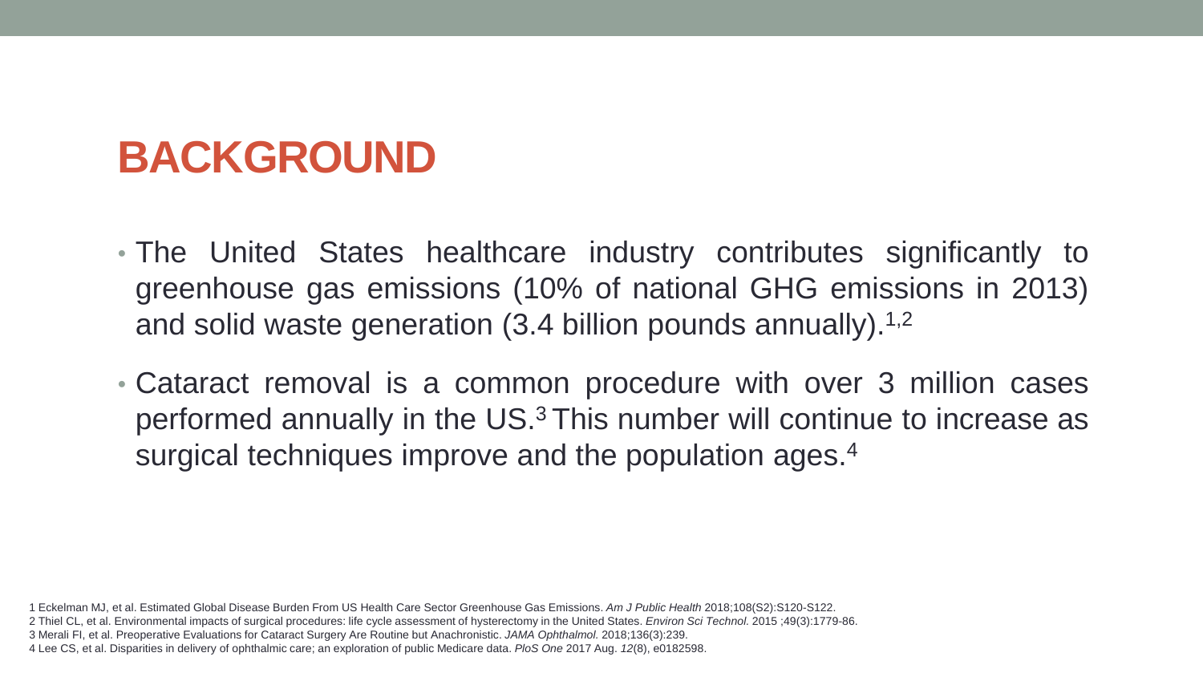# BACKGROUND

- The United States healthcare industry contributes significantly to greenhouse gas emissions (10% of national GHG emissions in 2013) and solid waste generation (3.4 billion pounds annually).[1,2]
- Cataract removal is a common procedure with over 3 million cases performed annually in the US.[3] This number will continue to increase as surgical techniques improve and the population ages.[4]

1 Eckelman MJ, et al. Estimated Global Disease Burden From US Health Care Sector Greenhouse Gas Emissions. *Am J Public Health* 2018;108(S2):S120-S122.
2 Thiel CL, et al. Environmental impacts of surgical procedures: life cycle assessment of hysterectomy in the United States. *Environ Sci Technol.* 2015 ;49(3):1779-86.
3 Merali FI, et al. Preoperative Evaluations for Cataract Surgery Are Routine but Anachronistic. *JAMA Ophthalmol.* 2018;136(3):239.
4 Lee CS, et al. Disparities in delivery of ophthalmic care; an exploration of public Medicare data. *PloS One* 2017 Aug. *12*(8), e0182598.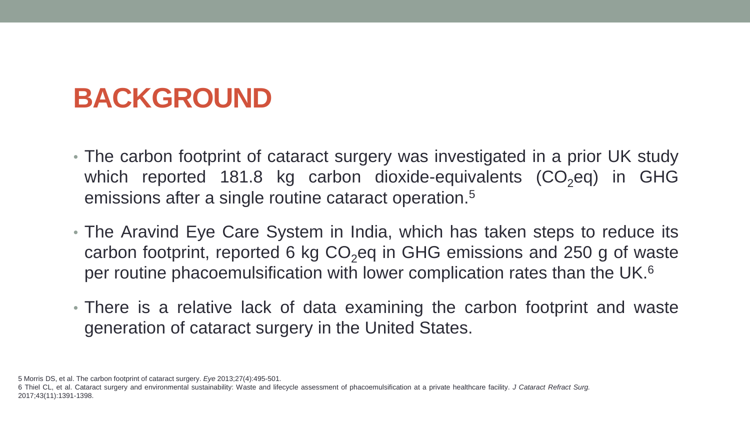# BACKGROUND

- The carbon footprint of cataract surgery was investigated in a prior UK study which reported 181.8 kg carbon dioxide-equivalents ($CO_2$eq) in GHG emissions after a single routine cataract operation.[5]
- The Aravind Eye Care System in India, which has taken steps to reduce its carbon footprint, reported 6 kg $CO_2$eq in GHG emissions and 250 g of waste per routine phacoemulsification with lower complication rates than the UK.[6]
- There is a relative lack of data examining the carbon footprint and waste generation of cataract surgery in the United States.

5 Morris DS, et al. The carbon footprint of cataract surgery. *Eye* 2013;27(4):495-501.
6 Thiel CL, et al. Cataract surgery and environmental sustainability: Waste and lifecycle assessment of phacoemulsification at a private healthcare facility. *J Cataract Refract Surg.* 2017;43(11):1391-1398.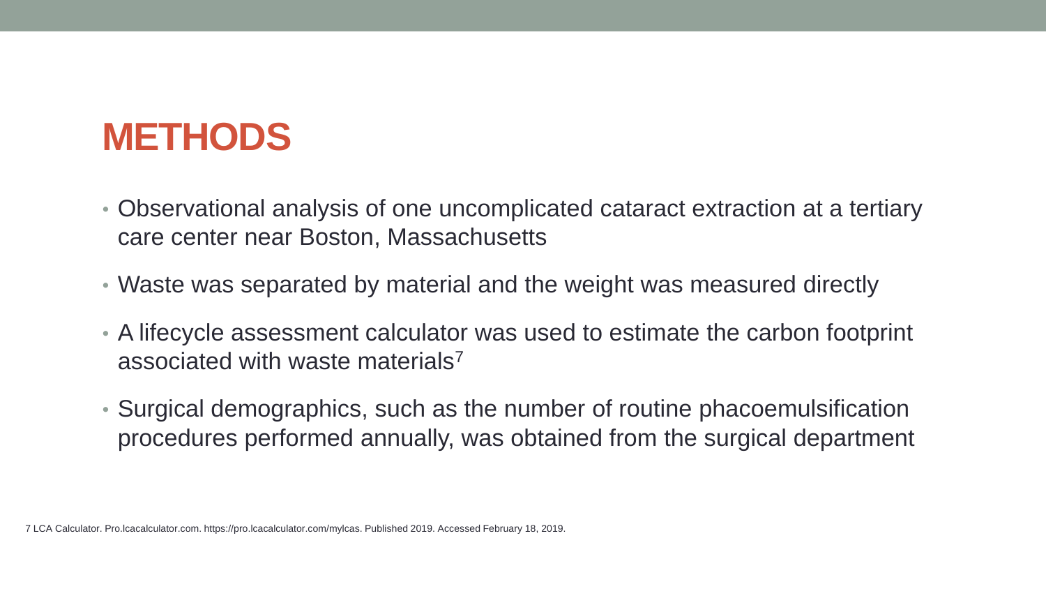# METHODS

- Observational analysis of one uncomplicated cataract extraction at a tertiary care center near Boston, Massachusetts
- Waste was separated by material and the weight was measured directly
- A lifecycle assessment calculator was used to estimate the carbon footprint associated with waste materials[7]
- Surgical demographics, such as the number of routine phacoemulsification procedures performed annually, was obtained from the surgical department

7 LCA Calculator. Pro.lcacalculator.com. https://pro.lcacalculator.com/mylcas. Published 2019. Accessed February 18, 2019.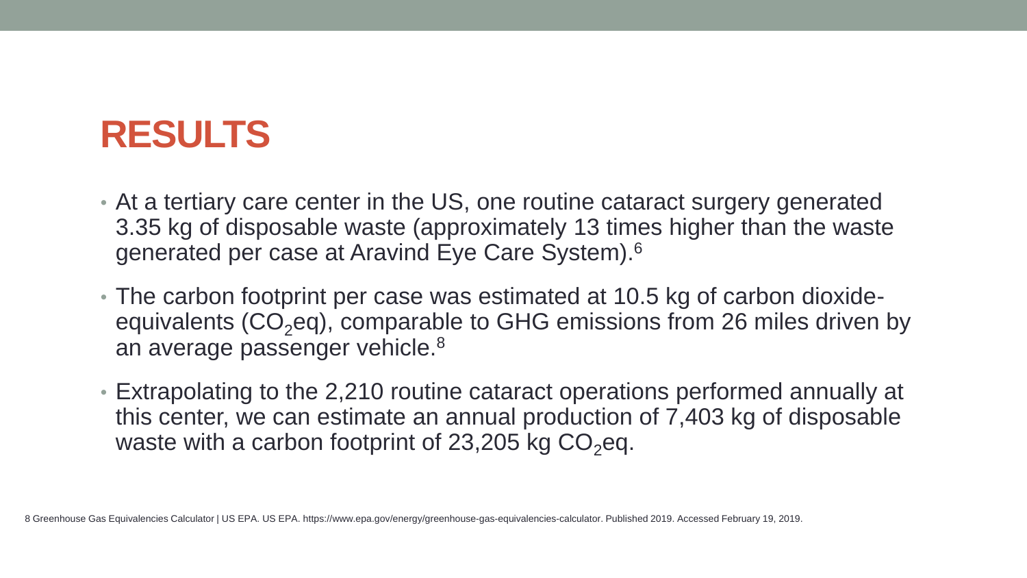# RESULTS

- At a tertiary care center in the US, one routine cataract surgery generated 3.35 kg of disposable waste (approximately 13 times higher than the waste generated per case at Aravind Eye Care System).[6]
- The carbon footprint per case was estimated at 10.5 kg of carbon dioxide-equivalents ($CO_2$eq), comparable to GHG emissions from 26 miles driven by an average passenger vehicle.[8]
- Extrapolating to the 2,210 routine cataract operations performed annually at this center, we can estimate an annual production of 7,403 kg of disposable waste with a carbon footprint of 23,205 kg $CO_2$eq.

8 Greenhouse Gas Equivalencies Calculator | US EPA. US EPA. https://www.epa.gov/energy/greenhouse-gas-equivalencies-calculator. Published 2019. Accessed February 19, 2019.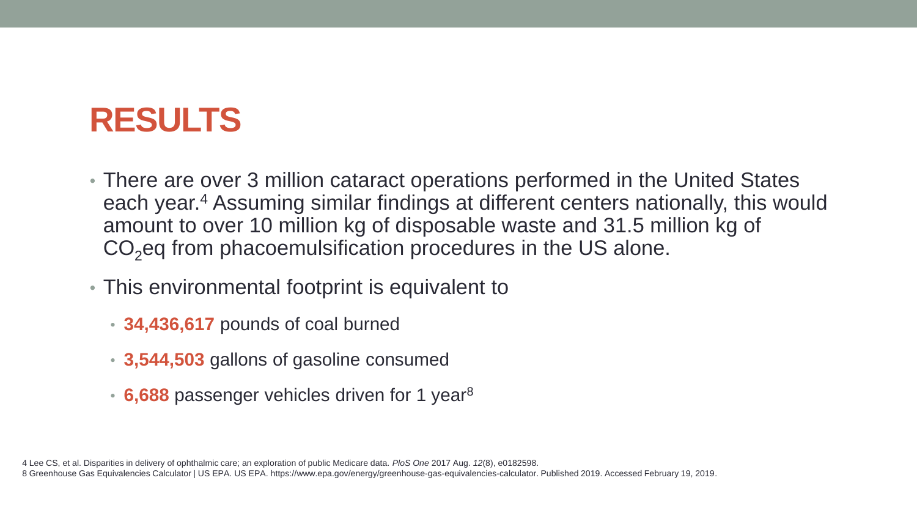# RESULTS

- There are over 3 million cataract operations performed in the United States each year.[4] Assuming similar findings at different centers nationally, this would amount to over 10 million kg of disposable waste and 31.5 million kg of $CO_2$eq from phacoemulsification procedures in the US alone.
- This environmental footprint is equivalent to
  - **34,436,617** pounds of coal burned
  - **3,544,503** gallons of gasoline consumed
  - **6,688** passenger vehicles driven for 1 year[8]

4 Lee CS, et al. Disparities in delivery of ophthalmic care; an exploration of public Medicare data. *PloS One* 2017 Aug. *12*(8), e0182598.
8 Greenhouse Gas Equivalencies Calculator | US EPA. US EPA. https://www.epa.gov/energy/greenhouse-gas-equivalencies-calculator. Published 2019. Accessed February 19, 2019.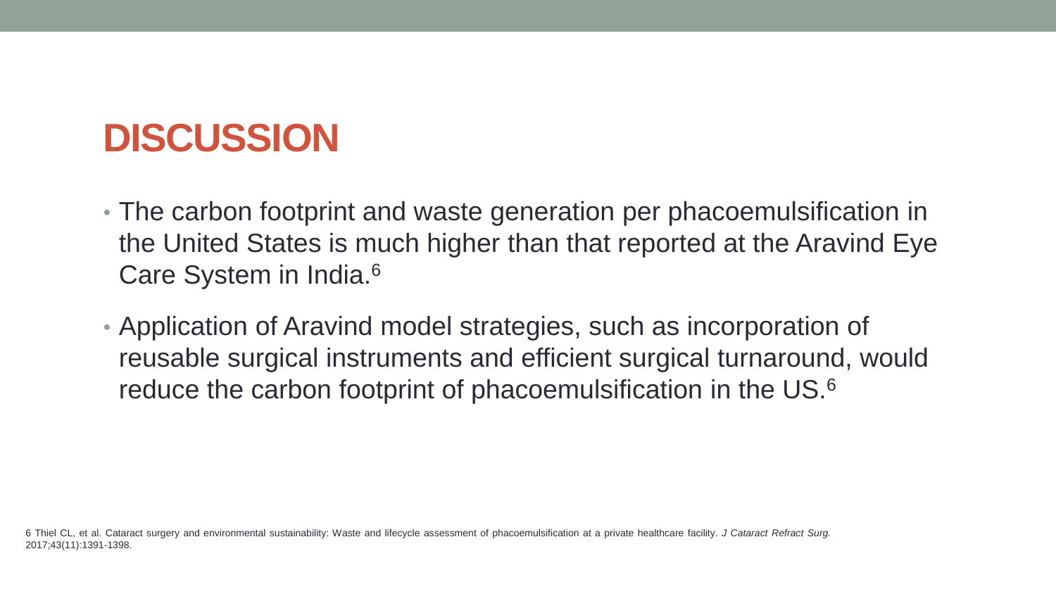# DISCUSSION

- The carbon footprint and waste generation per phacoemulsification in the United States is much higher than that reported at the Aravind Eye Care System in India.[6]
- Application of Aravind model strategies, such as incorporation of reusable surgical instruments and efficient surgical turnaround, would reduce the carbon footprint of phacoemulsification in the US.[6]

6 Thiel CL, et al. Cataract surgery and environmental sustainability: Waste and lifecycle assessment of phacoemulsification at a private healthcare facility. *J Cataract Refract Surg.* 2017;43(11):1391-1398.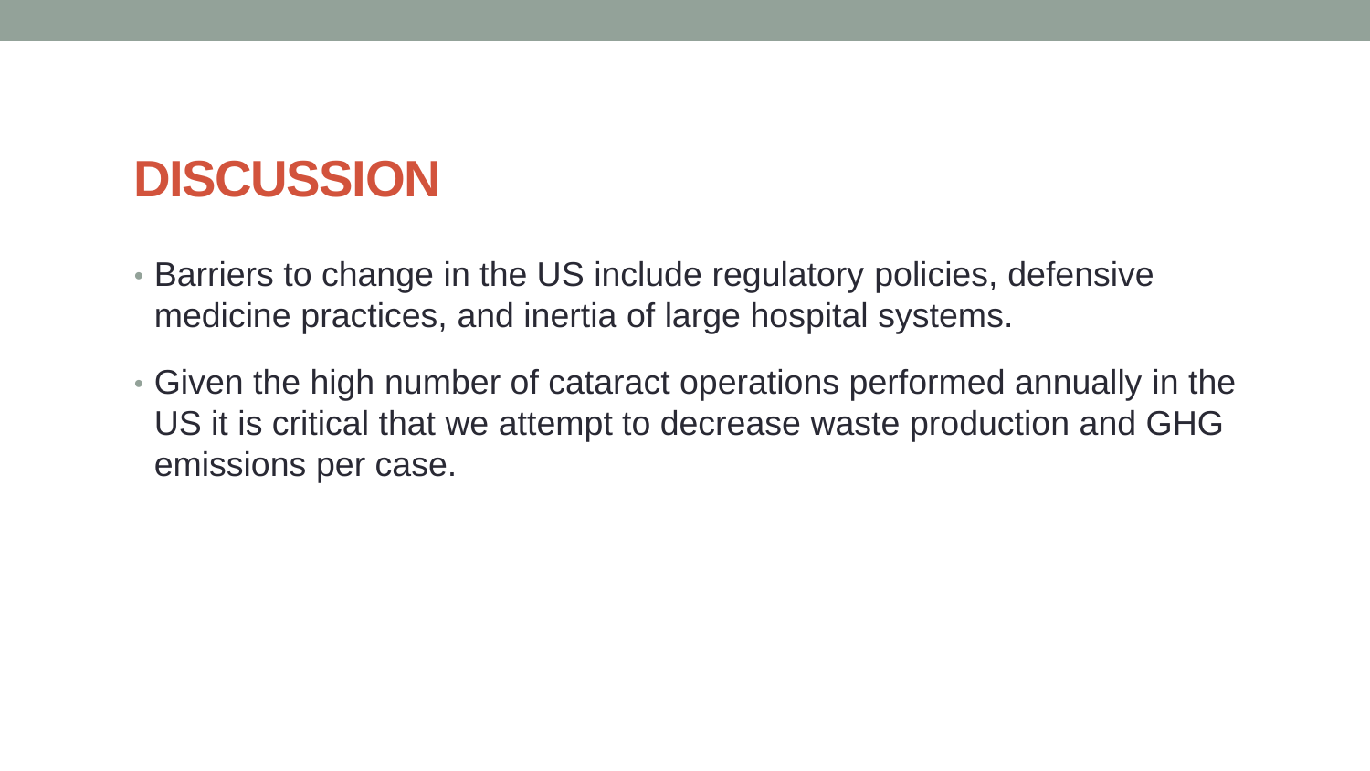# DISCUSSION

- Barriers to change in the US include regulatory policies, defensive medicine practices, and inertia of large hospital systems.
- Given the high number of cataract operations performed annually in the US it is critical that we attempt to decrease waste production and GHG emissions per case.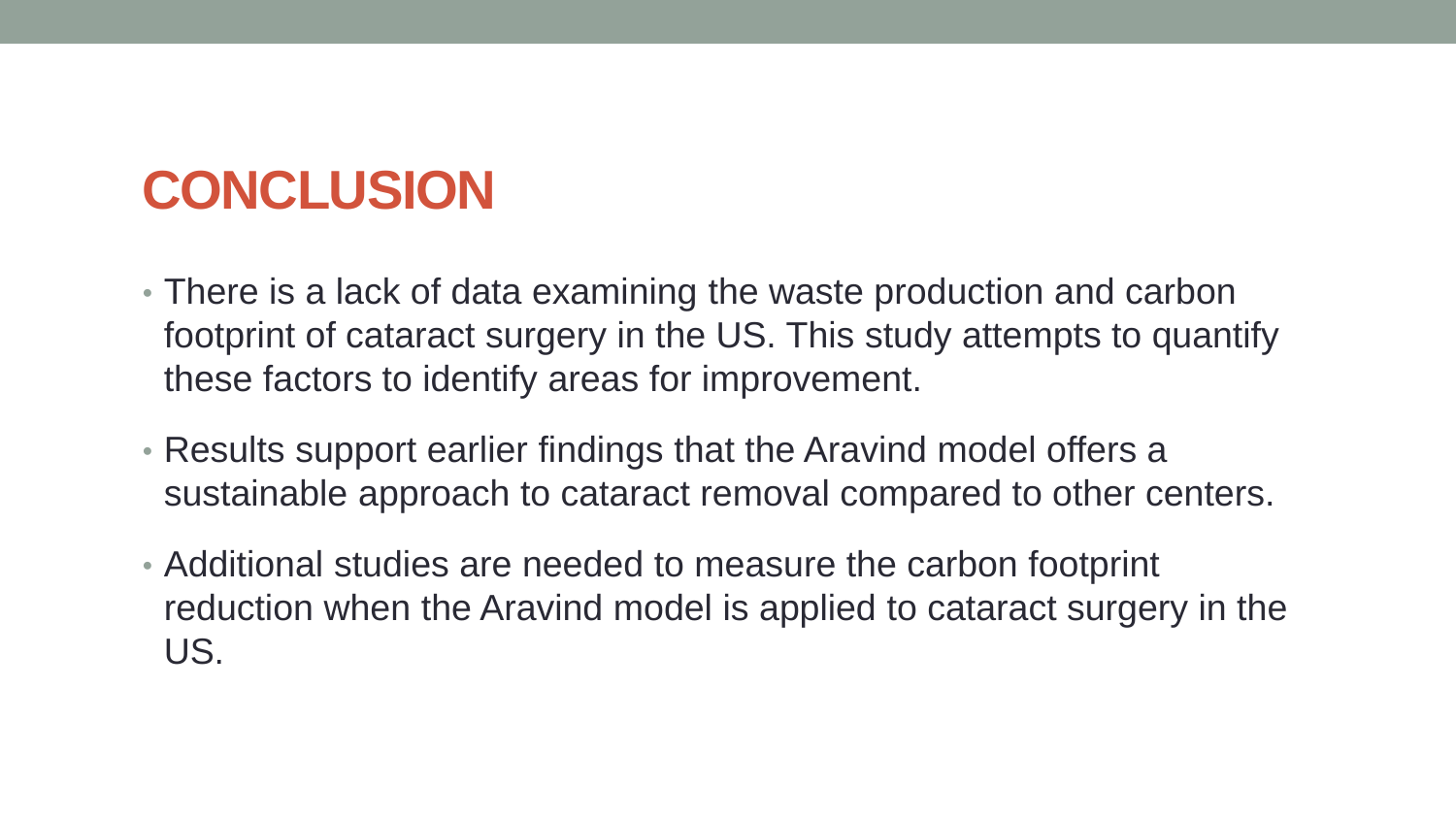# CONCLUSION

- There is a lack of data examining the waste production and carbon footprint of cataract surgery in the US. This study attempts to quantify these factors to identify areas for improvement.
- Results support earlier findings that the Aravind model offers a sustainable approach to cataract removal compared to other centers.
- Additional studies are needed to measure the carbon footprint reduction when the Aravind model is applied to cataract surgery in the US.